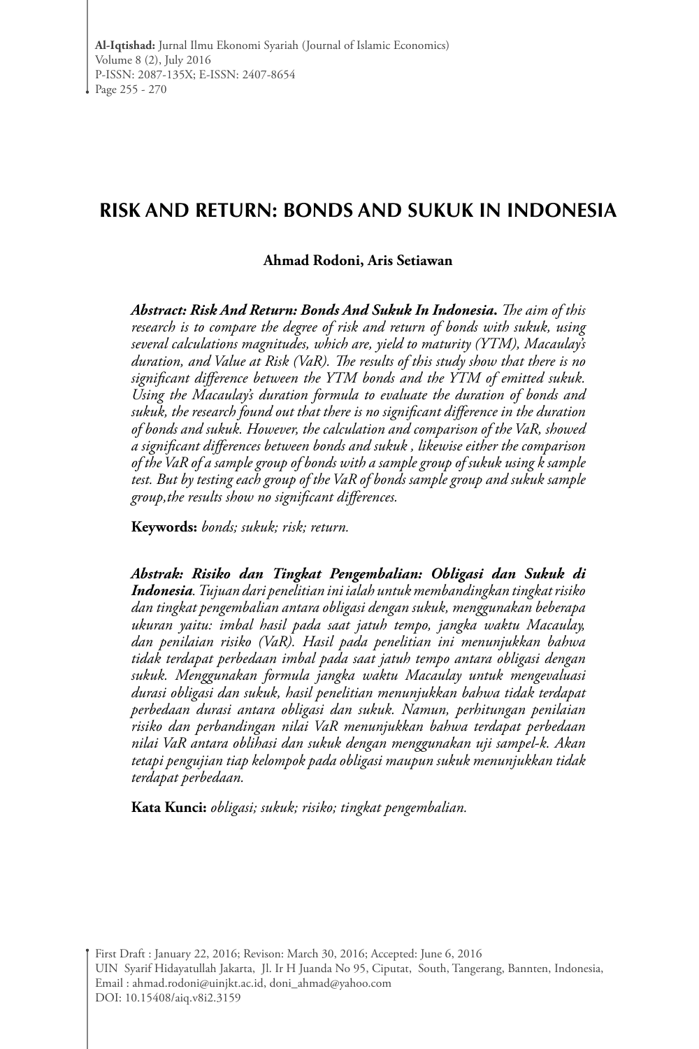# RISK AND RETURN: BONDS AND SUKUK IN INDONESIA

**Ahmad Rodoni, Aris Setiawan**

***Abstract: Risk And Return: Bonds And Sukuk In Indonesia.*** *The aim of this research is to compare the degree of risk and return of bonds with sukuk, using several calculations magnitudes, which are, yield to maturity (YTM), Macaulay's duration, and Value at Risk (VaR). The results of this study show that there is no significant difference between the YTM bonds and the YTM of emitted sukuk. Using the Macaulay's duration formula to evaluate the duration of bonds and sukuk, the research found out that there is no significant difference in the duration of bonds and sukuk. However, the calculation and comparison of the VaR, showed a significant differences between bonds and sukuk , likewise either the comparison of the VaR of a sample group of bonds with a sample group of sukuk using k sample test. But by testing each group of the VaR of bonds sample group and sukuk sample group,the results show no significant differences.*

**Keywords:** *bonds; sukuk; risk; return.*

***Abstrak: Risiko dan Tingkat Pengembalian: Obligasi dan Sukuk di Indonesia****. Tujuan dari penelitian ini ialah untuk membandingkan tingkat risiko dan tingkat pengembalian antara obligasi dengan sukuk, menggunakan beberapa ukuran yaitu: imbal hasil pada saat jatuh tempo, jangka waktu Macaulay, dan penilaian risiko (VaR). Hasil pada penelitian ini menunjukkan bahwa tidak terdapat perbedaan imbal pada saat jatuh tempo antara obligasi dengan sukuk. Menggunakan formula jangka waktu Macaulay untuk mengevaluasi durasi obligasi dan sukuk, hasil penelitian menunjukkan bahwa tidak terdapat perbedaan durasi antara obligasi dan sukuk. Namun, perhitungan penilaian risiko dan perbandingan nilai VaR menunjukkan bahwa terdapat perbedaan nilai VaR antara oblihasi dan sukuk dengan menggunakan uji sampel-k. Akan tetapi pengujian tiap kelompok pada obligasi maupun sukuk menunjukkan tidak terdapat perbedaan.*

**Kata Kunci:** *obligasi; sukuk; risiko; tingkat pengembalian.*

First Draft : January 22, 2016; Revison: March 30, 2016; Accepted: June 6, 2016
UIN Syarif Hidayatullah Jakarta, Jl. Ir H Juanda No 95, Ciputat, South, Tangerang, Bannten, Indonesia,
Email : ahmad.rodoni@uinjkt.ac.id, doni_ahmad@yahoo.com
DOI: 10.15408/aiq.v8i2.3159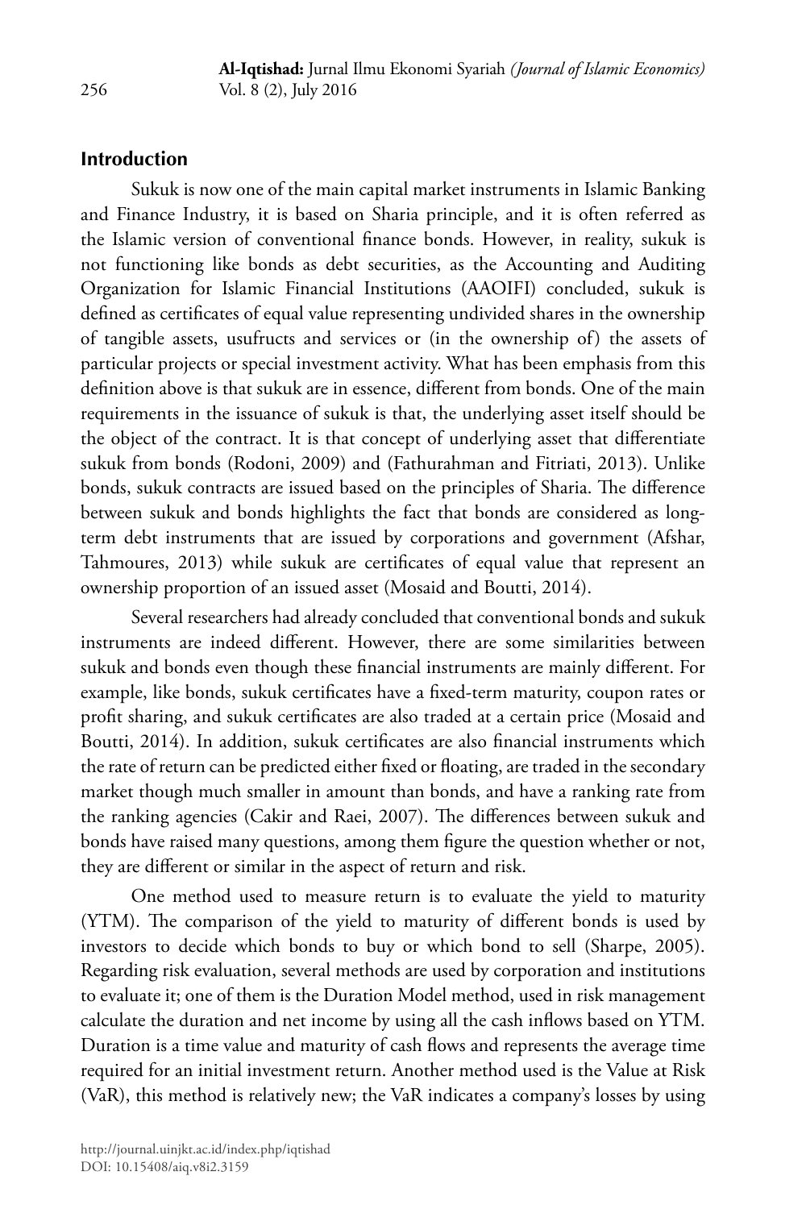## Introduction

Sukuk is now one of the main capital market instruments in Islamic Banking and Finance Industry, it is based on Sharia principle, and it is often referred as the Islamic version of conventional finance bonds. However, in reality, sukuk is not functioning like bonds as debt securities, as the Accounting and Auditing Organization for Islamic Financial Institutions (AAOIFI) concluded, sukuk is defined as certificates of equal value representing undivided shares in the ownership of tangible assets, usufructs and services or (in the ownership of) the assets of particular projects or special investment activity. What has been emphasis from this definition above is that sukuk are in essence, different from bonds. One of the main requirements in the issuance of sukuk is that, the underlying asset itself should be the object of the contract. It is that concept of underlying asset that differentiate sukuk from bonds (Rodoni, 2009) and (Fathurahman and Fitriati, 2013). Unlike bonds, sukuk contracts are issued based on the principles of Sharia. The difference between sukuk and bonds highlights the fact that bonds are considered as long-term debt instruments that are issued by corporations and government (Afshar, Tahmoures, 2013) while sukuk are certificates of equal value that represent an ownership proportion of an issued asset (Mosaid and Boutti, 2014).

Several researchers had already concluded that conventional bonds and sukuk instruments are indeed different. However, there are some similarities between sukuk and bonds even though these financial instruments are mainly different. For example, like bonds, sukuk certificates have a fixed-term maturity, coupon rates or profit sharing, and sukuk certificates are also traded at a certain price (Mosaid and Boutti, 2014). In addition, sukuk certificates are also financial instruments which the rate of return can be predicted either fixed or floating, are traded in the secondary market though much smaller in amount than bonds, and have a ranking rate from the ranking agencies (Cakir and Raei, 2007). The differences between sukuk and bonds have raised many questions, among them figure the question whether or not, they are different or similar in the aspect of return and risk.

One method used to measure return is to evaluate the yield to maturity (YTM). The comparison of the yield to maturity of different bonds is used by investors to decide which bonds to buy or which bond to sell (Sharpe, 2005). Regarding risk evaluation, several methods are used by corporation and institutions to evaluate it; one of them is the Duration Model method, used in risk management calculate the duration and net income by using all the cash inflows based on YTM. Duration is a time value and maturity of cash flows and represents the average time required for an initial investment return. Another method used is the Value at Risk (VaR), this method is relatively new; the VaR indicates a company's losses by using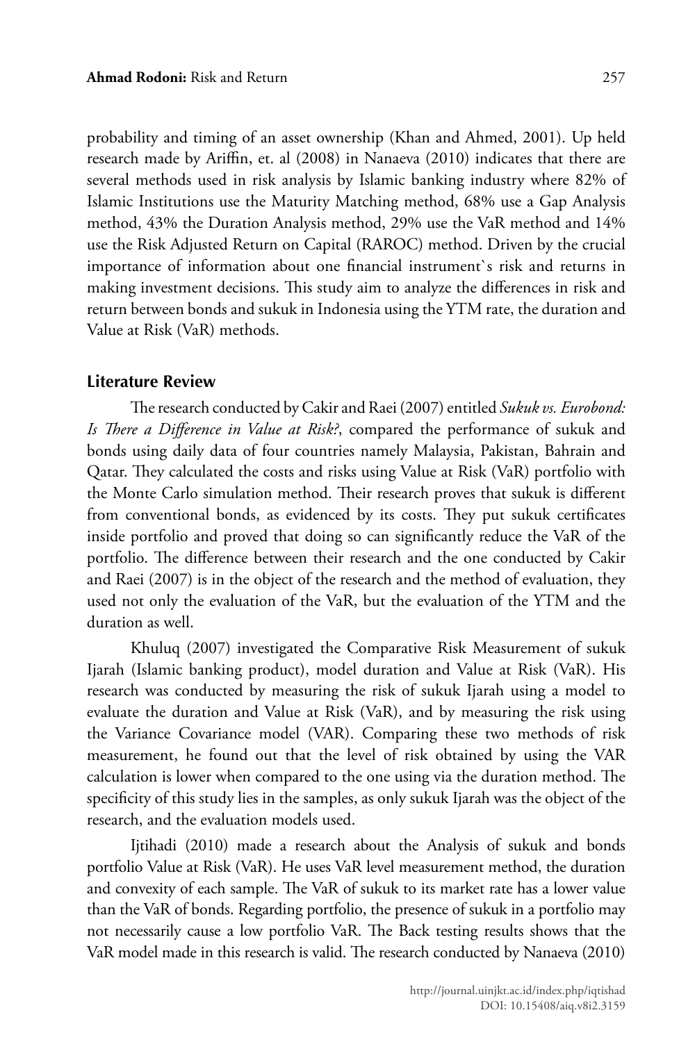probability and timing of an asset ownership (Khan and Ahmed, 2001). Up held research made by Ariffin, et. al (2008) in Nanaeva (2010) indicates that there are several methods used in risk analysis by Islamic banking industry where 82% of Islamic Institutions use the Maturity Matching method, 68% use a Gap Analysis method, 43% the Duration Analysis method, 29% use the VaR method and 14% use the Risk Adjusted Return on Capital (RAROC) method. Driven by the crucial importance of information about one financial instrument`s risk and returns in making investment decisions. This study aim to analyze the differences in risk and return between bonds and sukuk in Indonesia using the YTM rate, the duration and Value at Risk (VaR) methods.

## Literature Review

The research conducted by Cakir and Raei (2007) entitled *Sukuk vs. Eurobond: Is There a Difference in Value at Risk?*, compared the performance of sukuk and bonds using daily data of four countries namely Malaysia, Pakistan, Bahrain and Qatar. They calculated the costs and risks using Value at Risk (VaR) portfolio with the Monte Carlo simulation method. Their research proves that sukuk is different from conventional bonds, as evidenced by its costs. They put sukuk certificates inside portfolio and proved that doing so can significantly reduce the VaR of the portfolio. The difference between their research and the one conducted by Cakir and Raei (2007) is in the object of the research and the method of evaluation, they used not only the evaluation of the VaR, but the evaluation of the YTM and the duration as well.

Khuluq (2007) investigated the Comparative Risk Measurement of sukuk Ijarah (Islamic banking product), model duration and Value at Risk (VaR). His research was conducted by measuring the risk of sukuk Ijarah using a model to evaluate the duration and Value at Risk (VaR), and by measuring the risk using the Variance Covariance model (VAR). Comparing these two methods of risk measurement, he found out that the level of risk obtained by using the VAR calculation is lower when compared to the one using via the duration method. The specificity of this study lies in the samples, as only sukuk Ijarah was the object of the research, and the evaluation models used.

Ijtihadi (2010) made a research about the Analysis of sukuk and bonds portfolio Value at Risk (VaR). He uses VaR level measurement method, the duration and convexity of each sample. The VaR of sukuk to its market rate has a lower value than the VaR of bonds. Regarding portfolio, the presence of sukuk in a portfolio may not necessarily cause a low portfolio VaR. The Back testing results shows that the VaR model made in this research is valid. The research conducted by Nanaeva (2010)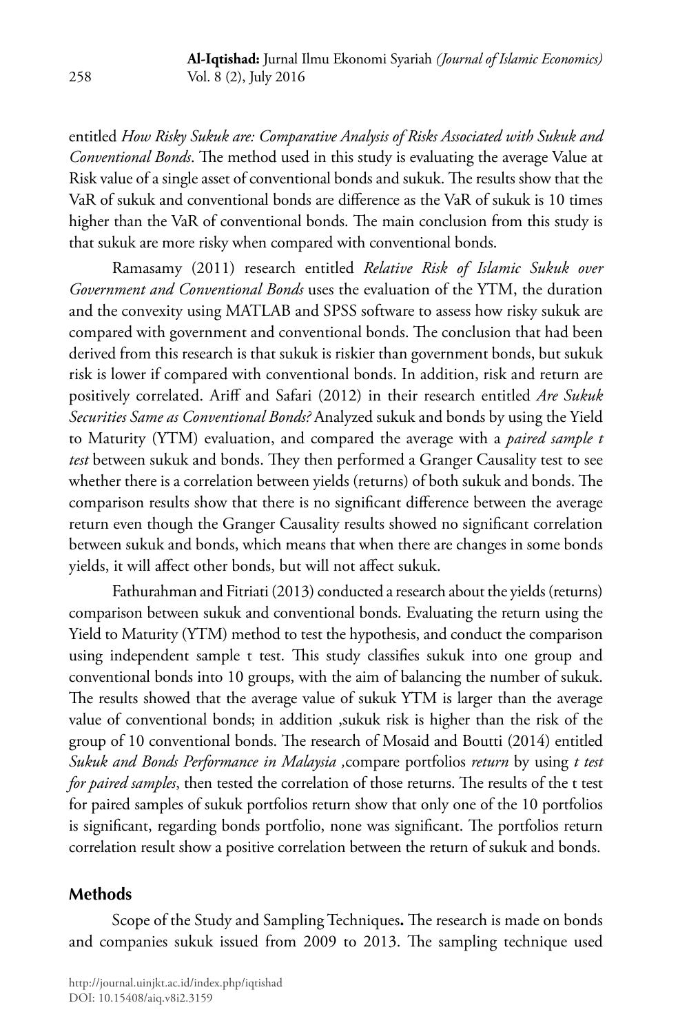entitled *How Risky Sukuk are: Comparative Analysis of Risks Associated with Sukuk and Conventional Bonds*. The method used in this study is evaluating the average Value at Risk value of a single asset of conventional bonds and sukuk. The results show that the VaR of sukuk and conventional bonds are difference as the VaR of sukuk is 10 times higher than the VaR of conventional bonds. The main conclusion from this study is that sukuk are more risky when compared with conventional bonds.

Ramasamy (2011) research entitled *Relative Risk of Islamic Sukuk over Government and Conventional Bonds* uses the evaluation of the YTM, the duration and the convexity using MATLAB and SPSS software to assess how risky sukuk are compared with government and conventional bonds. The conclusion that had been derived from this research is that sukuk is riskier than government bonds, but sukuk risk is lower if compared with conventional bonds. In addition, risk and return are positively correlated. Ariff and Safari (2012) in their research entitled *Are Sukuk Securities Same as Conventional Bonds?* Analyzed sukuk and bonds by using the Yield to Maturity (YTM) evaluation, and compared the average with a *paired sample t test* between sukuk and bonds. They then performed a Granger Causality test to see whether there is a correlation between yields (returns) of both sukuk and bonds. The comparison results show that there is no significant difference between the average return even though the Granger Causality results showed no significant correlation between sukuk and bonds, which means that when there are changes in some bonds yields, it will affect other bonds, but will not affect sukuk.

Fathurahman and Fitriati (2013) conducted a research about the yields (returns) comparison between sukuk and conventional bonds. Evaluating the return using the Yield to Maturity (YTM) method to test the hypothesis, and conduct the comparison using independent sample t test. This study classifies sukuk into one group and conventional bonds into 10 groups, with the aim of balancing the number of sukuk. The results showed that the average value of sukuk YTM is larger than the average value of conventional bonds; in addition ,sukuk risk is higher than the risk of the group of 10 conventional bonds. The research of Mosaid and Boutti (2014) entitled *Sukuk and Bonds Performance in Malaysia* ,compare portfolios *return* by using *t test for paired samples*, then tested the correlation of those returns. The results of the t test for paired samples of sukuk portfolios return show that only one of the 10 portfolios is significant, regarding bonds portfolio, none was significant. The portfolios return correlation result show a positive correlation between the return of sukuk and bonds.

## Methods

Scope of the Study and Sampling Techniques**.** The research is made on bonds and companies sukuk issued from 2009 to 2013. The sampling technique used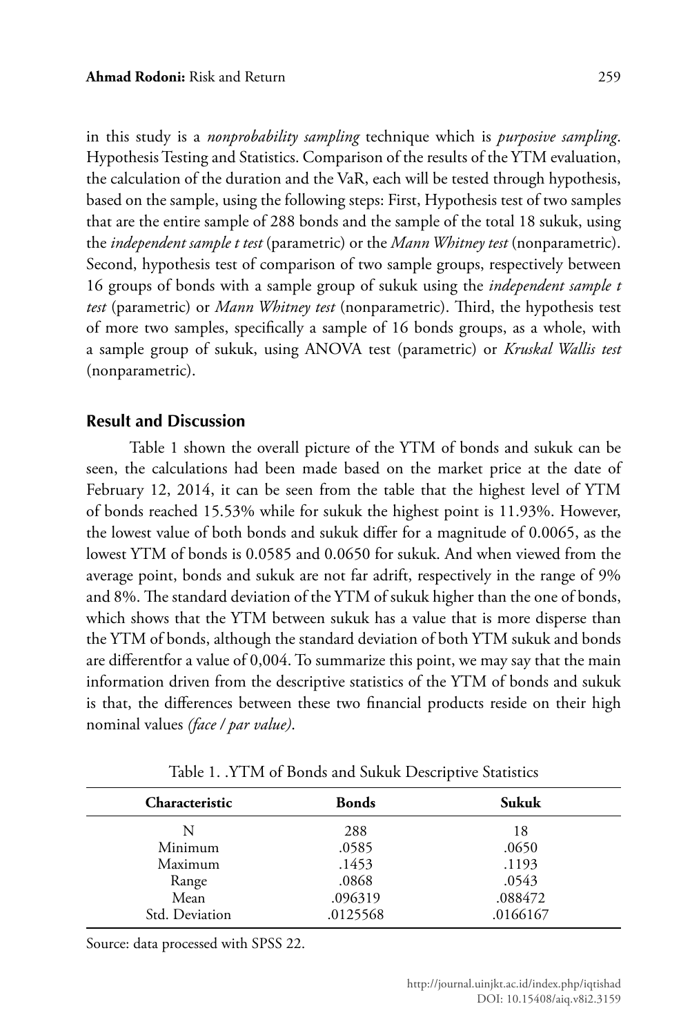in this study is a *nonprobability sampling* technique which is *purposive sampling*. Hypothesis Testing and Statistics. Comparison of the results of the YTM evaluation, the calculation of the duration and the VaR, each will be tested through hypothesis, based on the sample, using the following steps: First, Hypothesis test of two samples that are the entire sample of 288 bonds and the sample of the total 18 sukuk, using the *independent sample t test* (parametric) or the *Mann Whitney test* (nonparametric). Second, hypothesis test of comparison of two sample groups, respectively between 16 groups of bonds with a sample group of sukuk using the *independent sample t test* (parametric) or *Mann Whitney test* (nonparametric). Third, the hypothesis test of more two samples, specifically a sample of 16 bonds groups, as a whole, with a sample group of sukuk, using ANOVA test (parametric) or *Kruskal Wallis test* (nonparametric).

## Result and Discussion

Table 1 shown the overall picture of the YTM of bonds and sukuk can be seen, the calculations had been made based on the market price at the date of February 12, 2014, it can be seen from the table that the highest level of YTM of bonds reached 15.53% while for sukuk the highest point is 11.93%. However, the lowest value of both bonds and sukuk differ for a magnitude of 0.0065, as the lowest YTM of bonds is 0.0585 and 0.0650 for sukuk. And when viewed from the average point, bonds and sukuk are not far adrift, respectively in the range of 9% and 8%. The standard deviation of the YTM of sukuk higher than the one of bonds, which shows that the YTM between sukuk has a value that is more disperse than the YTM of bonds, although the standard deviation of both YTM sukuk and bonds are differentfor a value of 0,004. To summarize this point, we may say that the main information driven from the descriptive statistics of the YTM of bonds and sukuk is that, the differences between these two financial products reside on their high nominal values *(face / par value)*.

Table 1. .YTM of Bonds and Sukuk Descriptive Statistics

| Characteristic | Bonds | Sukuk |
|---|---|---|
| N | 288 | 18 |
| Minimum | .0585 | .0650 |
| Maximum | .1453 | .1193 |
| Range | .0868 | .0543 |
| Mean | .096319 | .088472 |
| Std. Deviation | .0125568 | .0166167 |

Source: data processed with SPSS 22.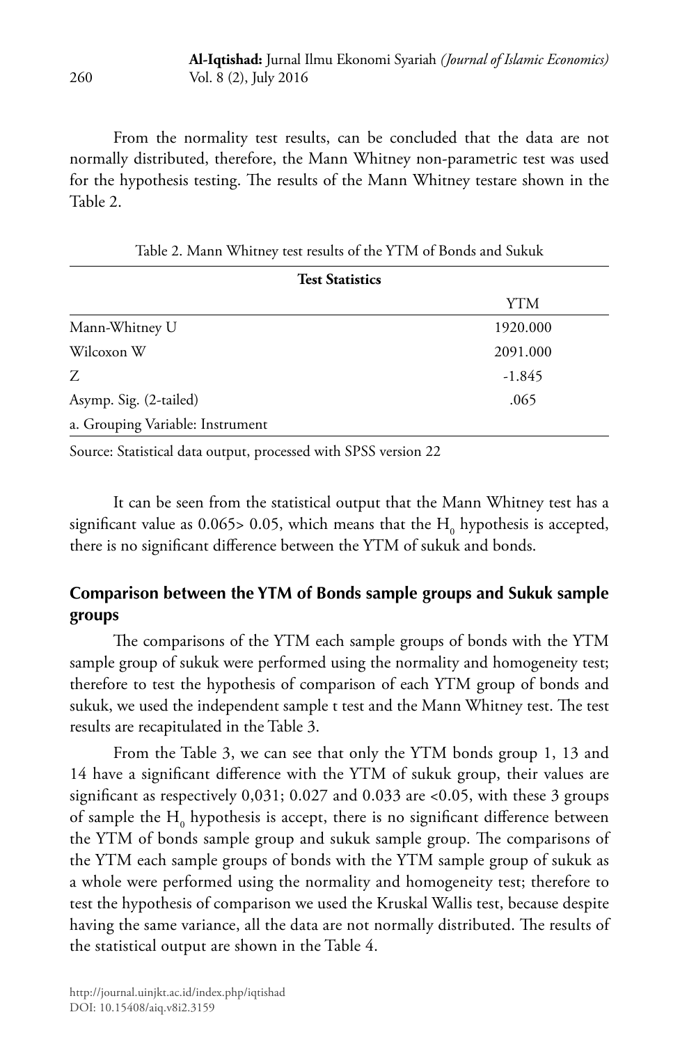From the normality test results, can be concluded that the data are not normally distributed, therefore, the Mann Whitney non-parametric test was used for the hypothesis testing. The results of the Mann Whitney testare shown in the Table 2.

Table 2. Mann Whitney test results of the YTM of Bonds and Sukuk

| **Test Statistics** | |
|---|---|
| | YTM |
| Mann-Whitney U | 1920.000 |
| Wilcoxon W | 2091.000 |
| Z | -1.845 |
| Asymp. Sig. (2-tailed) | .065 |
| a. Grouping Variable: Instrument | |

Source: Statistical data output, processed with SPSS version 22

It can be seen from the statistical output that the Mann Whitney test has a significant value as 0.065> 0.05, which means that the $H_0$ hypothesis is accepted, there is no significant difference between the YTM of sukuk and bonds.

## Comparison between the YTM of Bonds sample groups and Sukuk sample groups

The comparisons of the YTM each sample groups of bonds with the YTM sample group of sukuk were performed using the normality and homogeneity test; therefore to test the hypothesis of comparison of each YTM group of bonds and sukuk, we used the independent sample t test and the Mann Whitney test. The test results are recapitulated in the Table 3.

From the Table 3, we can see that only the YTM bonds group 1, 13 and 14 have a significant difference with the YTM of sukuk group, their values are significant as respectively 0,031; 0.027 and 0.033 are <0.05, with these 3 groups of sample the $H_0$ hypothesis is accept, there is no significant difference between the YTM of bonds sample group and sukuk sample group. The comparisons of the YTM each sample groups of bonds with the YTM sample group of sukuk as a whole were performed using the normality and homogeneity test; therefore to test the hypothesis of comparison we used the Kruskal Wallis test, because despite having the same variance, all the data are not normally distributed. The results of the statistical output are shown in the Table 4.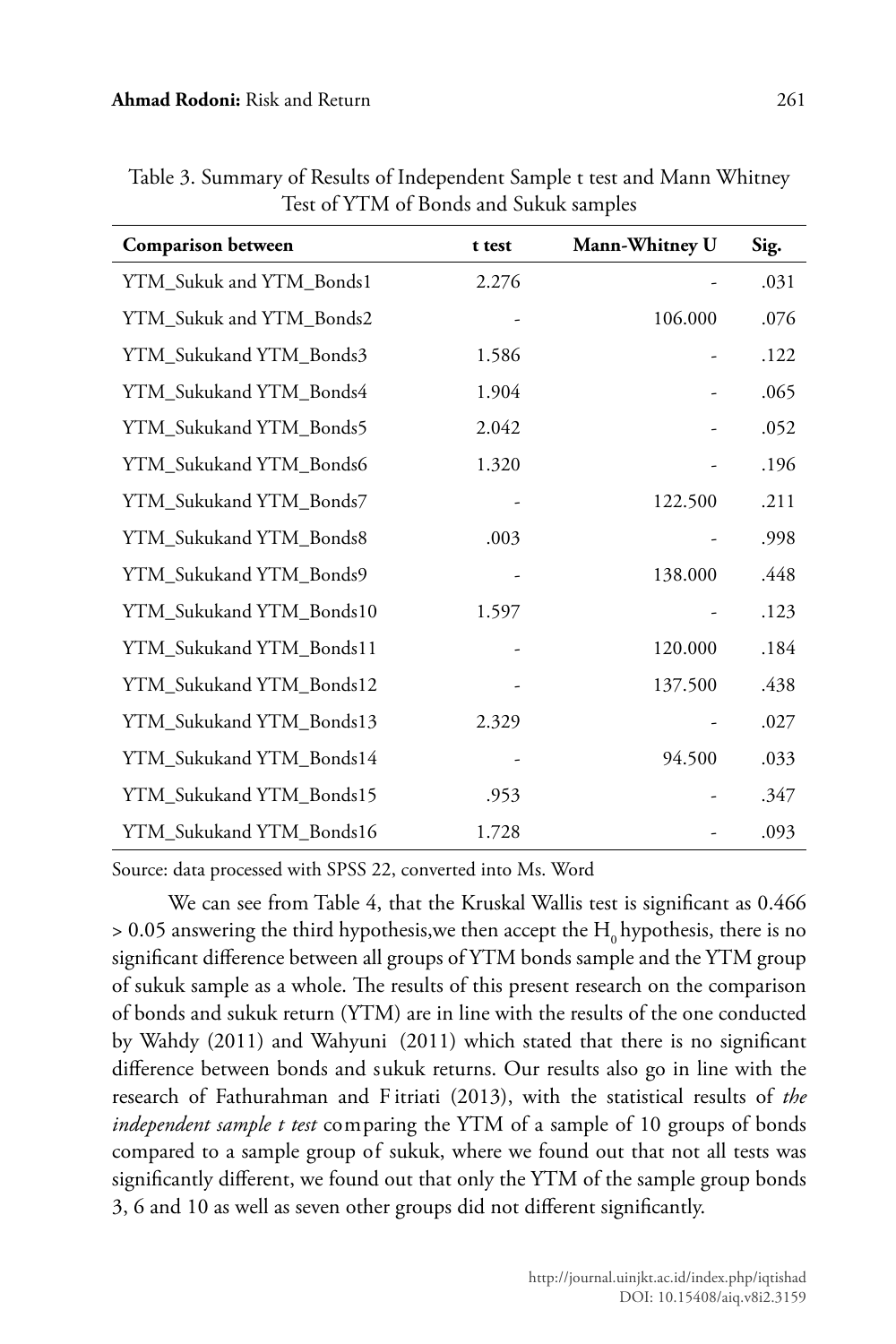Table 3. Summary of Results of Independent Sample t test and Mann Whitney Test of YTM of Bonds and Sukuk samples

| Comparison between | t test | Mann-Whitney U | Sig. |
|---|---|---|---|
| YTM_Sukuk and YTM_Bonds1 | 2.276 | - | .031 |
| YTM_Sukuk and YTM_Bonds2 | - | 106.000 | .076 |
| YTM_Sukukand YTM_Bonds3 | 1.586 | - | .122 |
| YTM_Sukukand YTM_Bonds4 | 1.904 | - | .065 |
| YTM_Sukukand YTM_Bonds5 | 2.042 | - | .052 |
| YTM_Sukukand YTM_Bonds6 | 1.320 | - | .196 |
| YTM_Sukukand YTM_Bonds7 | - | 122.500 | .211 |
| YTM_Sukukand YTM_Bonds8 | .003 | - | .998 |
| YTM_Sukukand YTM_Bonds9 | - | 138.000 | .448 |
| YTM_Sukukand YTM_Bonds10 | 1.597 | - | .123 |
| YTM_Sukukand YTM_Bonds11 | - | 120.000 | .184 |
| YTM_Sukukand YTM_Bonds12 | - | 137.500 | .438 |
| YTM_Sukukand YTM_Bonds13 | 2.329 | - | .027 |
| YTM_Sukukand YTM_Bonds14 | - | 94.500 | .033 |
| YTM_Sukukand YTM_Bonds15 | .953 | - | .347 |
| YTM_Sukukand YTM_Bonds16 | 1.728 | - | .093 |

Source: data processed with SPSS 22, converted into Ms. Word

We can see from Table 4, that the Kruskal Wallis test is significant as 0.466 > 0.05 answering the third hypothesis,we then accept the $H_0$ hypothesis, there is no significant difference between all groups of YTM bonds sample and the YTM group of sukuk sample as a whole. The results of this present research on the comparison of bonds and sukuk return (YTM) are in line with the results of the one conducted by Wahdy (2011) and Wahyuni (2011) which stated that there is no significant difference between bonds and sukuk returns. Our results also go in line with the research of Fathurahman and Fitriati (2013), with the statistical results of *the independent sample t test* comparing the YTM of a sample of 10 groups of bonds compared to a sample group of sukuk, where we found out that not all tests was significantly different, we found out that only the YTM of the sample group bonds 3, 6 and 10 as well as seven other groups did not different significantly.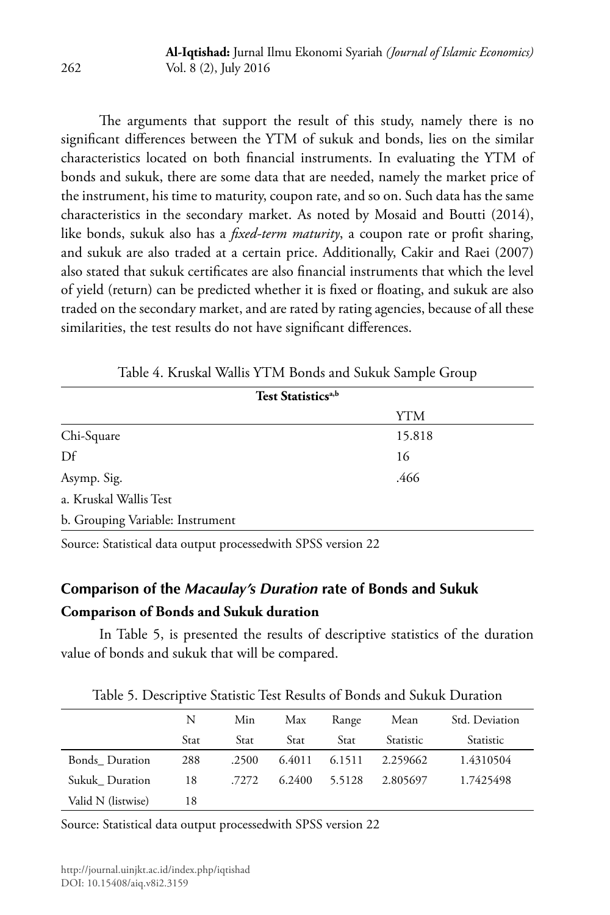The arguments that support the result of this study, namely there is no significant differences between the YTM of sukuk and bonds, lies on the similar characteristics located on both financial instruments. In evaluating the YTM of bonds and sukuk, there are some data that are needed, namely the market price of the instrument, his time to maturity, coupon rate, and so on. Such data has the same characteristics in the secondary market. As noted by Mosaid and Boutti (2014), like bonds, sukuk also has a *fixed-term maturity*, a coupon rate or profit sharing, and sukuk are also traded at a certain price. Additionally, Cakir and Raei (2007) also stated that sukuk certificates are also financial instruments that which the level of yield (return) can be predicted whether it is fixed or floating, and sukuk are also traded on the secondary market, and are rated by rating agencies, because of all these similarities, the test results do not have significant differences.

Table 4. Kruskal Wallis YTM Bonds and Sukuk Sample Group

| **Test Statistics**[a,b] | |
|---|---|
| | YTM |
| Chi-Square | 15.818 |
| Df | 16 |
| Asymp. Sig. | .466 |
| a. Kruskal Wallis Test | |
| b. Grouping Variable: Instrument | |

Source: Statistical data output processedwith SPSS version 22

## Comparison of the *Macaulay's Duration* rate of Bonds and Sukuk

### Comparison of Bonds and Sukuk duration

In Table 5, is presented the results of descriptive statistics of the duration value of bonds and sukuk that will be compared.

Table 5. Descriptive Statistic Test Results of Bonds and Sukuk Duration

| | N | Min | Max | Range | Mean | Std. Deviation |
|---|---|---|---|---|---|---|
| | Stat | Stat | Stat | Stat | Statistic | Statistic |
| Bonds_ Duration | 288 | .2500 | 6.4011 | 6.1511 | 2.259662 | 1.4310504 |
| Sukuk_ Duration | 18 | .7272 | 6.2400 | 5.5128 | 2.805697 | 1.7425498 |
| Valid N (listwise) | 18 | | | | | |

Source: Statistical data output processedwith SPSS version 22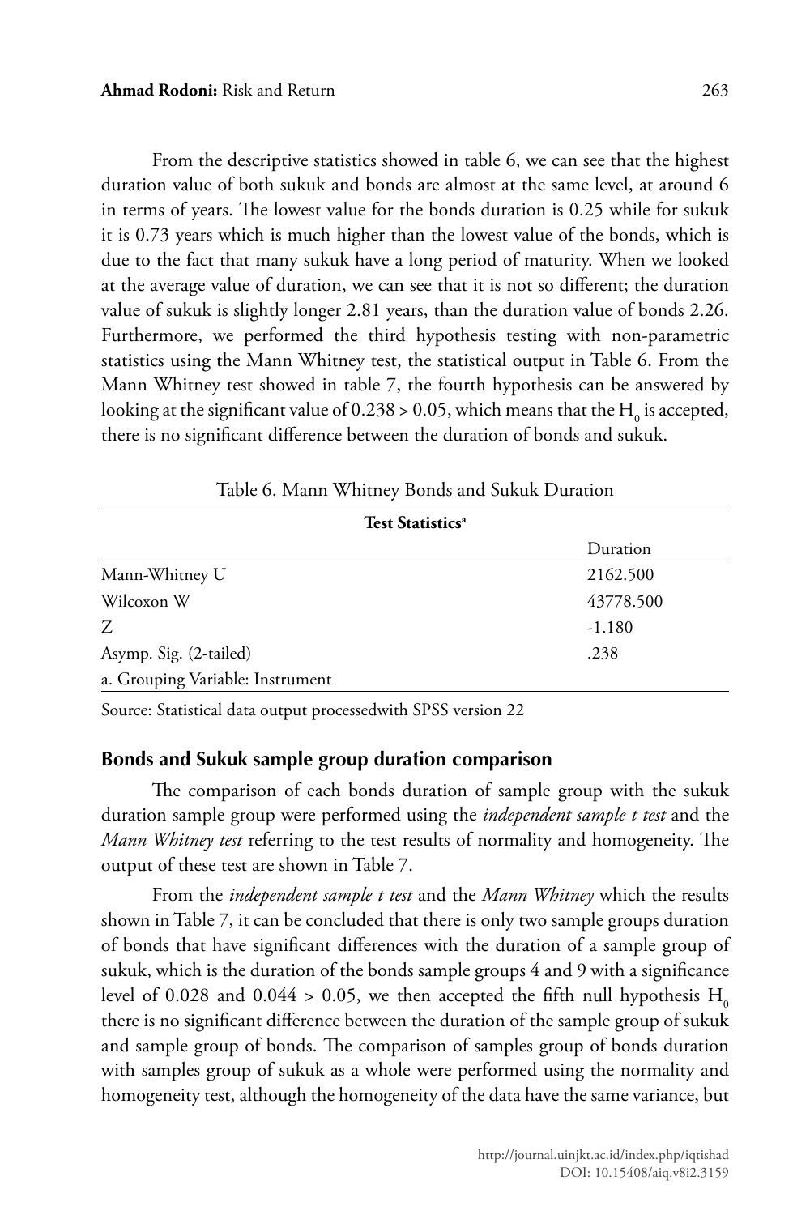From the descriptive statistics showed in table 6, we can see that the highest duration value of both sukuk and bonds are almost at the same level, at around 6 in terms of years. The lowest value for the bonds duration is 0.25 while for sukuk it is 0.73 years which is much higher than the lowest value of the bonds, which is due to the fact that many sukuk have a long period of maturity. When we looked at the average value of duration, we can see that it is not so different; the duration value of sukuk is slightly longer 2.81 years, than the duration value of bonds 2.26. Furthermore, we performed the third hypothesis testing with non-parametric statistics using the Mann Whitney test, the statistical output in Table 6. From the Mann Whitney test showed in table 7, the fourth hypothesis can be answered by looking at the significant value of 0.238 > 0.05, which means that the $H_0$ is accepted, there is no significant difference between the duration of bonds and sukuk.

Table 6. Mann Whitney Bonds and Sukuk Duration

| Test Statistics[a] | |
|---|---|
| | Duration |
| Mann-Whitney U | 2162.500 |
| Wilcoxon W | 43778.500 |
| Z | -1.180 |
| Asymp. Sig. (2-tailed) | .238 |
| a. Grouping Variable: Instrument | |

Source: Statistical data output processedwith SPSS version 22

## Bonds and Sukuk sample group duration comparison

The comparison of each bonds duration of sample group with the sukuk duration sample group were performed using the *independent sample t test* and the *Mann Whitney test* referring to the test results of normality and homogeneity. The output of these test are shown in Table 7.

From the *independent sample t test* and the *Mann Whitney* which the results shown in Table 7, it can be concluded that there is only two sample groups duration of bonds that have significant differences with the duration of a sample group of sukuk, which is the duration of the bonds sample groups 4 and 9 with a significance level of 0.028 and 0.044 > 0.05, we then accepted the fifth null hypothesis $H_0$ there is no significant difference between the duration of the sample group of sukuk and sample group of bonds. The comparison of samples group of bonds duration with samples group of sukuk as a whole were performed using the normality and homogeneity test, although the homogeneity of the data have the same variance, but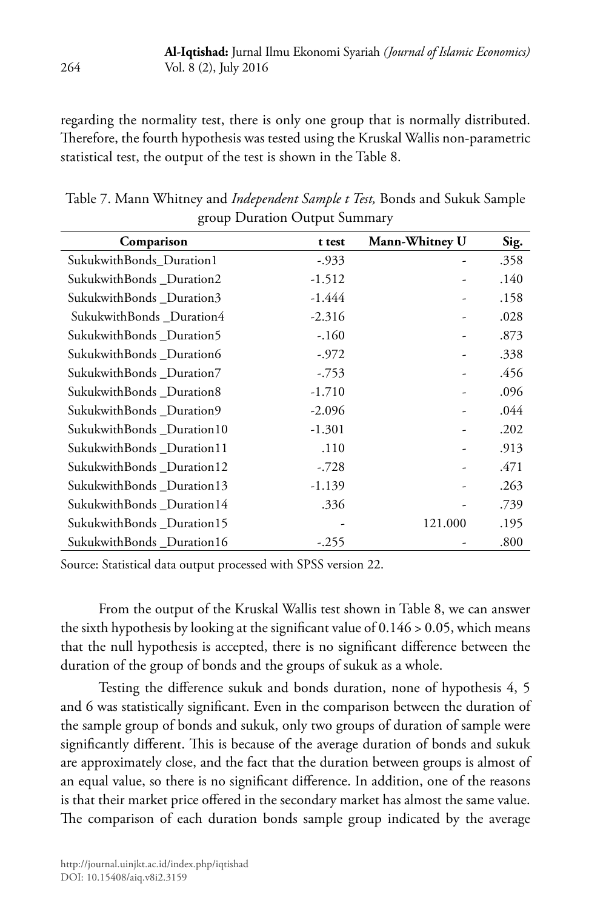regarding the normality test, there is only one group that is normally distributed. Therefore, the fourth hypothesis was tested using the Kruskal Wallis non-parametric statistical test, the output of the test is shown in the Table 8.

Table 7. Mann Whitney and *Independent Sample t Test,* Bonds and Sukuk Sample group Duration Output Summary

| Comparison | t test | Mann-Whitney U | Sig. |
|---|---|---|---|
| SukukwithBonds_Duration1 | -.933 | - | .358 |
| SukukwithBonds _Duration2 | -1.512 | - | .140 |
| SukukwithBonds _Duration3 | -1.444 | - | .158 |
| SukukwithBonds _Duration4 | -2.316 | - | .028 |
| SukukwithBonds _Duration5 | -.160 | - | .873 |
| SukukwithBonds _Duration6 | -.972 | - | .338 |
| SukukwithBonds _Duration7 | -.753 | - | .456 |
| SukukwithBonds _Duration8 | -1.710 | - | .096 |
| SukukwithBonds _Duration9 | -2.096 | - | .044 |
| SukukwithBonds _Duration10 | -1.301 | - | .202 |
| SukukwithBonds _Duration11 | .110 | - | .913 |
| SukukwithBonds _Duration12 | -.728 | - | .471 |
| SukukwithBonds _Duration13 | -1.139 | - | .263 |
| SukukwithBonds _Duration14 | .336 | - | .739 |
| SukukwithBonds _Duration15 | - | 121.000 | .195 |
| SukukwithBonds _Duration16 | -.255 | - | .800 |

Source: Statistical data output processed with SPSS version 22.

From the output of the Kruskal Wallis test shown in Table 8, we can answer the sixth hypothesis by looking at the significant value of 0.146 > 0.05, which means that the null hypothesis is accepted, there is no significant difference between the duration of the group of bonds and the groups of sukuk as a whole.

Testing the difference sukuk and bonds duration, none of hypothesis 4, 5 and 6 was statistically significant. Even in the comparison between the duration of the sample group of bonds and sukuk, only two groups of duration of sample were significantly different. This is because of the average duration of bonds and sukuk are approximately close, and the fact that the duration between groups is almost of an equal value, so there is no significant difference. In addition, one of the reasons is that their market price offered in the secondary market has almost the same value. The comparison of each duration bonds sample group indicated by the average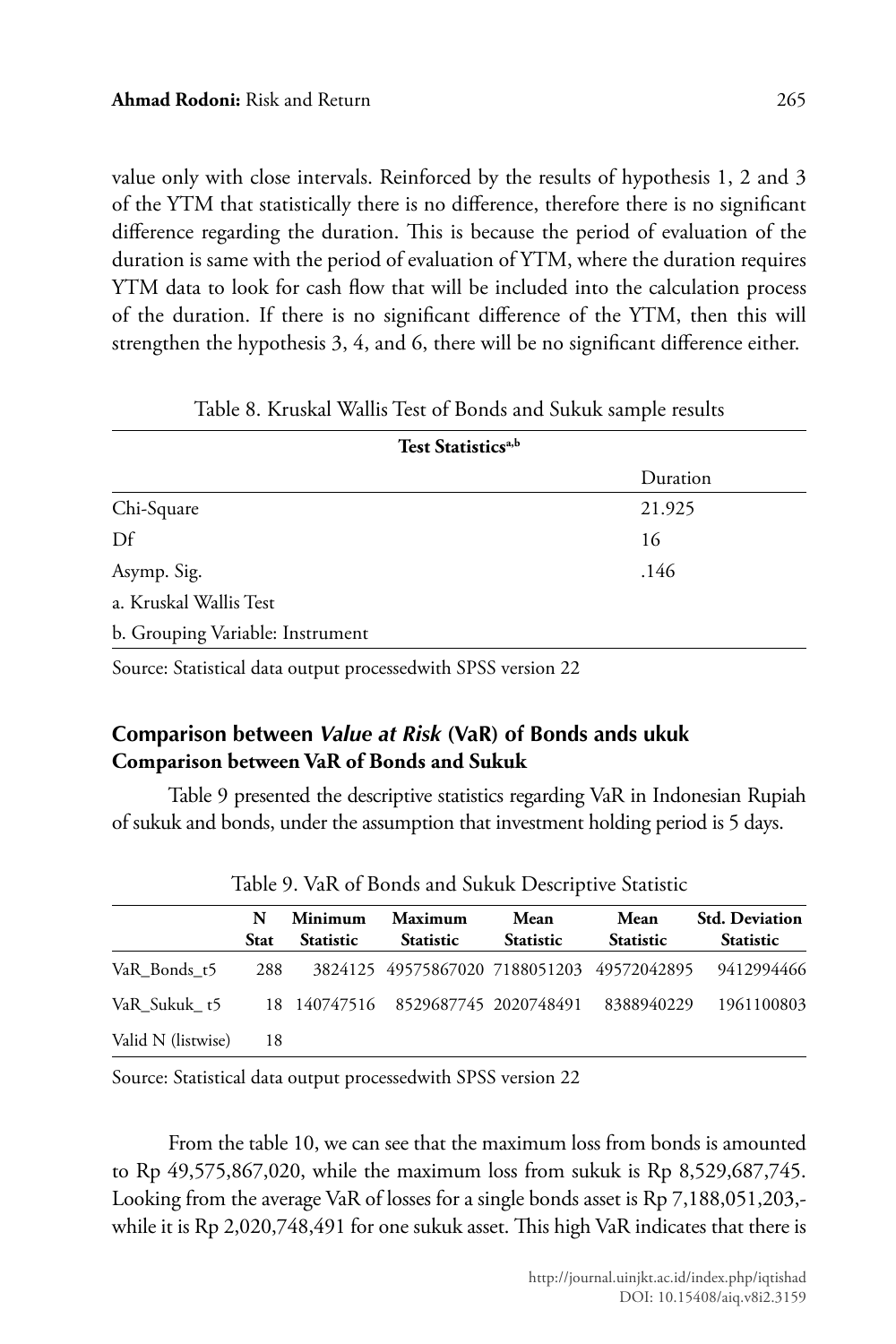value only with close intervals. Reinforced by the results of hypothesis 1, 2 and 3 of the YTM that statistically there is no difference, therefore there is no significant difference regarding the duration. This is because the period of evaluation of the duration is same with the period of evaluation of YTM, where the duration requires YTM data to look for cash flow that will be included into the calculation process of the duration. If there is no significant difference of the YTM, then this will strengthen the hypothesis 3, 4, and 6, there will be no significant difference either.

Table 8. Kruskal Wallis Test of Bonds and Sukuk sample results

| Test Statistics[a,b] | |
|---|---|
| | Duration |
| Chi-Square | 21.925 |
| Df | 16 |
| Asymp. Sig. | .146 |
| a. Kruskal Wallis Test | |
| b. Grouping Variable: Instrument | |

Source: Statistical data output processedwith SPSS version 22

## Comparison between *Value at Risk* (VaR) of Bonds ands ukuk

## Comparison between VaR of Bonds and Sukuk

Table 9 presented the descriptive statistics regarding VaR in Indonesian Rupiah of sukuk and bonds, under the assumption that investment holding period is 5 days.

Table 9. VaR of Bonds and Sukuk Descriptive Statistic

| | N Stat | Minimum Statistic | Maximum Statistic | Mean Statistic | Mean Statistic | Std. Deviation Statistic |
|---|---|---|---|---|---|---|
| VaR_Bonds_t5 | 288 | 3824125 | 49575867020 | 7188051203 | 49572042895 | 9412994466 |
| VaR_Sukuk_ t5 | 18 | 140747516 | 8529687745 | 2020748491 | 8388940229 | 1961100803 |
| Valid N (listwise) | 18 | | | | | |

Source: Statistical data output processedwith SPSS version 22

From the table 10, we can see that the maximum loss from bonds is amounted to Rp 49,575,867,020, while the maximum loss from sukuk is Rp 8,529,687,745. Looking from the average VaR of losses for a single bonds asset is Rp 7,188,051,203,- while it is Rp 2,020,748,491 for one sukuk asset. This high VaR indicates that there is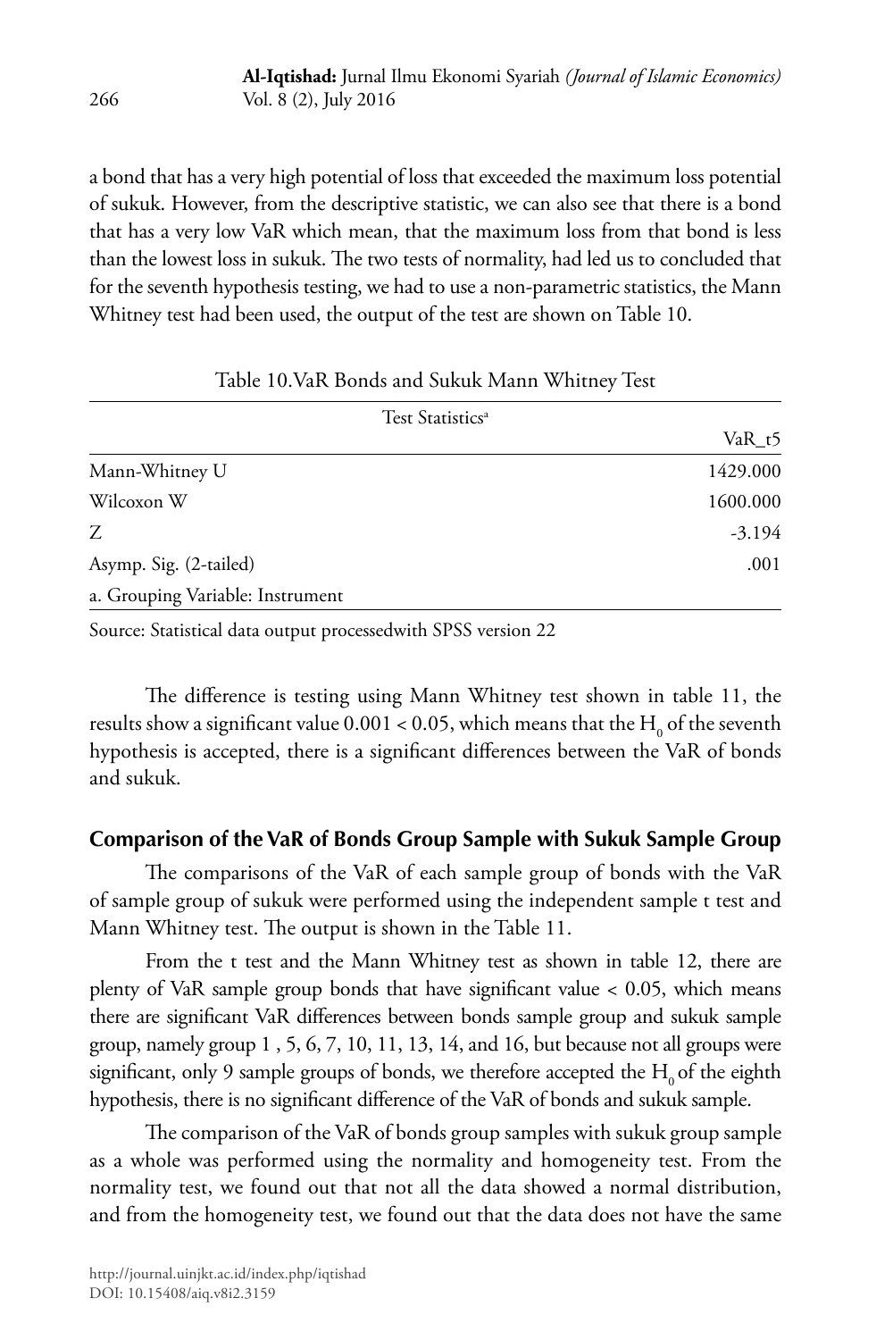a bond that has a very high potential of loss that exceeded the maximum loss potential of sukuk. However, from the descriptive statistic, we can also see that there is a bond that has a very low VaR which mean, that the maximum loss from that bond is less than the lowest loss in sukuk. The two tests of normality, had led us to concluded that for the seventh hypothesis testing, we had to use a non-parametric statistics, the Mann Whitney test had been used, the output of the test are shown on Table 10.

Table 10.VaR Bonds and Sukuk Mann Whitney Test

| Test Statistics[a] | |
|---|---|
| | VaR_t5 |
| Mann-Whitney U | 1429.000 |
| Wilcoxon W | 1600.000 |
| Z | -3.194 |
| Asymp. Sig. (2-tailed) | .001 |
| a. Grouping Variable: Instrument | |

Source: Statistical data output processedwith SPSS version 22

The difference is testing using Mann Whitney test shown in table 11, the results show a significant value 0.001 < 0.05, which means that the $H_0$ of the seventh hypothesis is accepted, there is a significant differences between the VaR of bonds and sukuk.

## Comparison of the VaR of Bonds Group Sample with Sukuk Sample Group

The comparisons of the VaR of each sample group of bonds with the VaR of sample group of sukuk were performed using the independent sample t test and Mann Whitney test. The output is shown in the Table 11.

From the t test and the Mann Whitney test as shown in table 12, there are plenty of VaR sample group bonds that have significant value < 0.05, which means there are significant VaR differences between bonds sample group and sukuk sample group, namely group 1 , 5, 6, 7, 10, 11, 13, 14, and 16, but because not all groups were significant, only 9 sample groups of bonds, we therefore accepted the $H_0$ of the eighth hypothesis, there is no significant difference of the VaR of bonds and sukuk sample.

The comparison of the VaR of bonds group samples with sukuk group sample as a whole was performed using the normality and homogeneity test. From the normality test, we found out that not all the data showed a normal distribution, and from the homogeneity test, we found out that the data does not have the same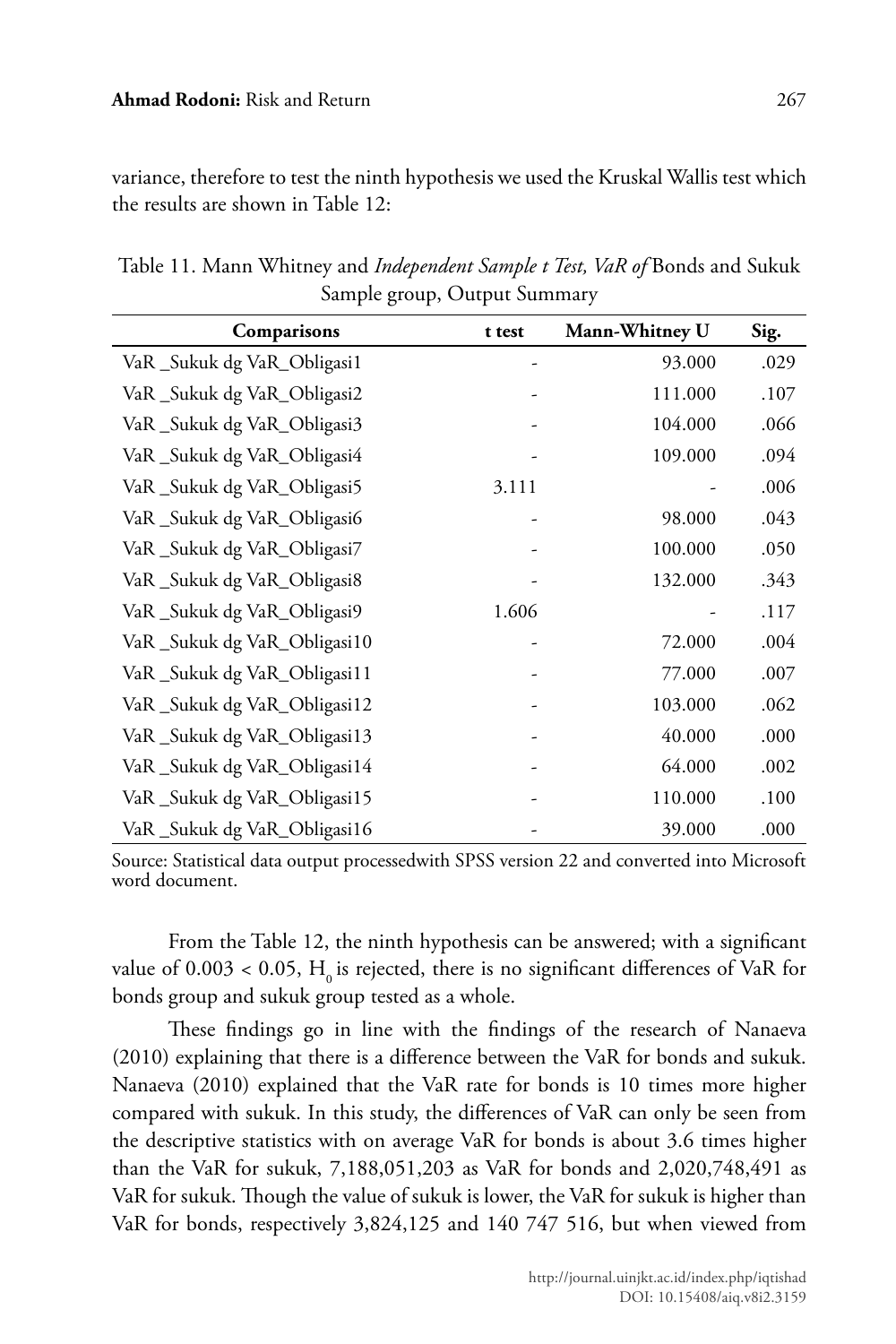variance, therefore to test the ninth hypothesis we used the Kruskal Wallis test which the results are shown in Table 12:

Table 11. Mann Whitney and *Independent Sample t Test, VaR of* Bonds and Sukuk Sample group, Output Summary

| Comparisons | t test | Mann-Whitney U | Sig. |
|---|---|---|---|
| VaR _Sukuk dg VaR_Obligasi1 | - | 93.000 | .029 |
| VaR _Sukuk dg VaR_Obligasi2 | - | 111.000 | .107 |
| VaR _Sukuk dg VaR_Obligasi3 | - | 104.000 | .066 |
| VaR _Sukuk dg VaR_Obligasi4 | - | 109.000 | .094 |
| VaR _Sukuk dg VaR_Obligasi5 | 3.111 | - | .006 |
| VaR _Sukuk dg VaR_Obligasi6 | - | 98.000 | .043 |
| VaR _Sukuk dg VaR_Obligasi7 | - | 100.000 | .050 |
| VaR _Sukuk dg VaR_Obligasi8 | - | 132.000 | .343 |
| VaR _Sukuk dg VaR_Obligasi9 | 1.606 | - | .117 |
| VaR _Sukuk dg VaR_Obligasi10 | - | 72.000 | .004 |
| VaR _Sukuk dg VaR_Obligasi11 | - | 77.000 | .007 |
| VaR _Sukuk dg VaR_Obligasi12 | - | 103.000 | .062 |
| VaR _Sukuk dg VaR_Obligasi13 | - | 40.000 | .000 |
| VaR _Sukuk dg VaR_Obligasi14 | - | 64.000 | .002 |
| VaR _Sukuk dg VaR_Obligasi15 | - | 110.000 | .100 |
| VaR _Sukuk dg VaR_Obligasi16 | - | 39.000 | .000 |

Source: Statistical data output processedwith SPSS version 22 and converted into Microsoft word document.

From the Table 12, the ninth hypothesis can be answered; with a significant value of $0.003 < 0.05$, $H_0$ is rejected, there is no significant differences of VaR for bonds group and sukuk group tested as a whole.

These findings go in line with the findings of the research of Nanaeva (2010) explaining that there is a difference between the VaR for bonds and sukuk. Nanaeva (2010) explained that the VaR rate for bonds is 10 times more higher compared with sukuk. In this study, the differences of VaR can only be seen from the descriptive statistics with on average VaR for bonds is about 3.6 times higher than the VaR for sukuk, 7,188,051,203 as VaR for bonds and 2,020,748,491 as VaR for sukuk. Though the value of sukuk is lower, the VaR for sukuk is higher than VaR for bonds, respectively 3,824,125 and 140 747 516, but when viewed from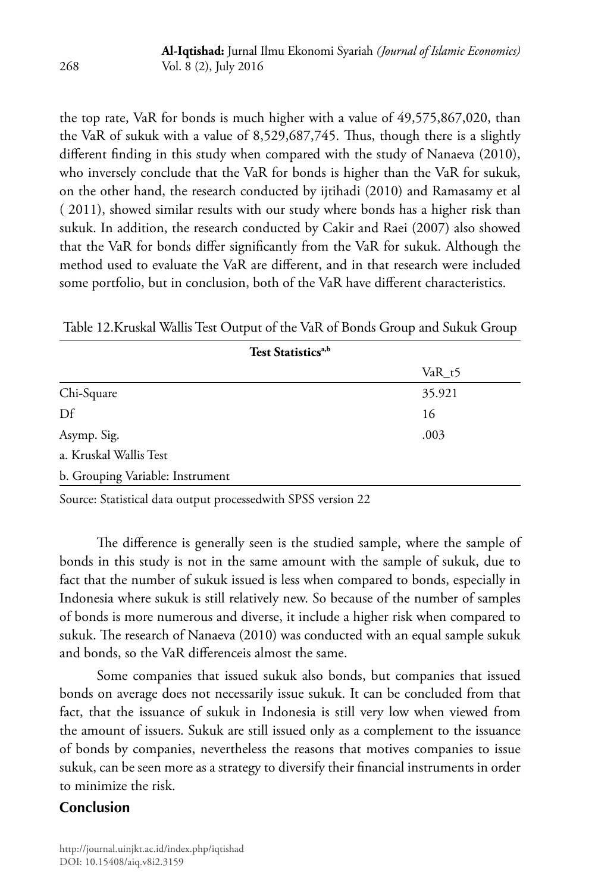the top rate, VaR for bonds is much higher with a value of 49,575,867,020, than the VaR of sukuk with a value of 8,529,687,745. Thus, though there is a slightly different finding in this study when compared with the study of Nanaeva (2010), who inversely conclude that the VaR for bonds is higher than the VaR for sukuk, on the other hand, the research conducted by ijtihadi (2010) and Ramasamy et al ( 2011), showed similar results with our study where bonds has a higher risk than sukuk. In addition, the research conducted by Cakir and Raei (2007) also showed that the VaR for bonds differ significantly from the VaR for sukuk. Although the method used to evaluate the VaR are different, and in that research were included some portfolio, but in conclusion, both of the VaR have different characteristics.

Table 12.Kruskal Wallis Test Output of the VaR of Bonds Group and Sukuk Group

| Test Statistics[a,b] | |
|---|---|
| | VaR_t5 |
| Chi-Square | 35.921 |
| Df | 16 |
| Asymp. Sig. | .003 |
| a. Kruskal Wallis Test | |
| b. Grouping Variable: Instrument | |

Source: Statistical data output processedwith SPSS version 22

The difference is generally seen is the studied sample, where the sample of bonds in this study is not in the same amount with the sample of sukuk, due to fact that the number of sukuk issued is less when compared to bonds, especially in Indonesia where sukuk is still relatively new. So because of the number of samples of bonds is more numerous and diverse, it include a higher risk when compared to sukuk. The research of Nanaeva (2010) was conducted with an equal sample sukuk and bonds, so the VaR differenceis almost the same.

Some companies that issued sukuk also bonds, but companies that issued bonds on average does not necessarily issue sukuk. It can be concluded from that fact, that the issuance of sukuk in Indonesia is still very low when viewed from the amount of issuers. Sukuk are still issued only as a complement to the issuance of bonds by companies, nevertheless the reasons that motives companies to issue sukuk, can be seen more as a strategy to diversify their financial instruments in order to minimize the risk.

## Conclusion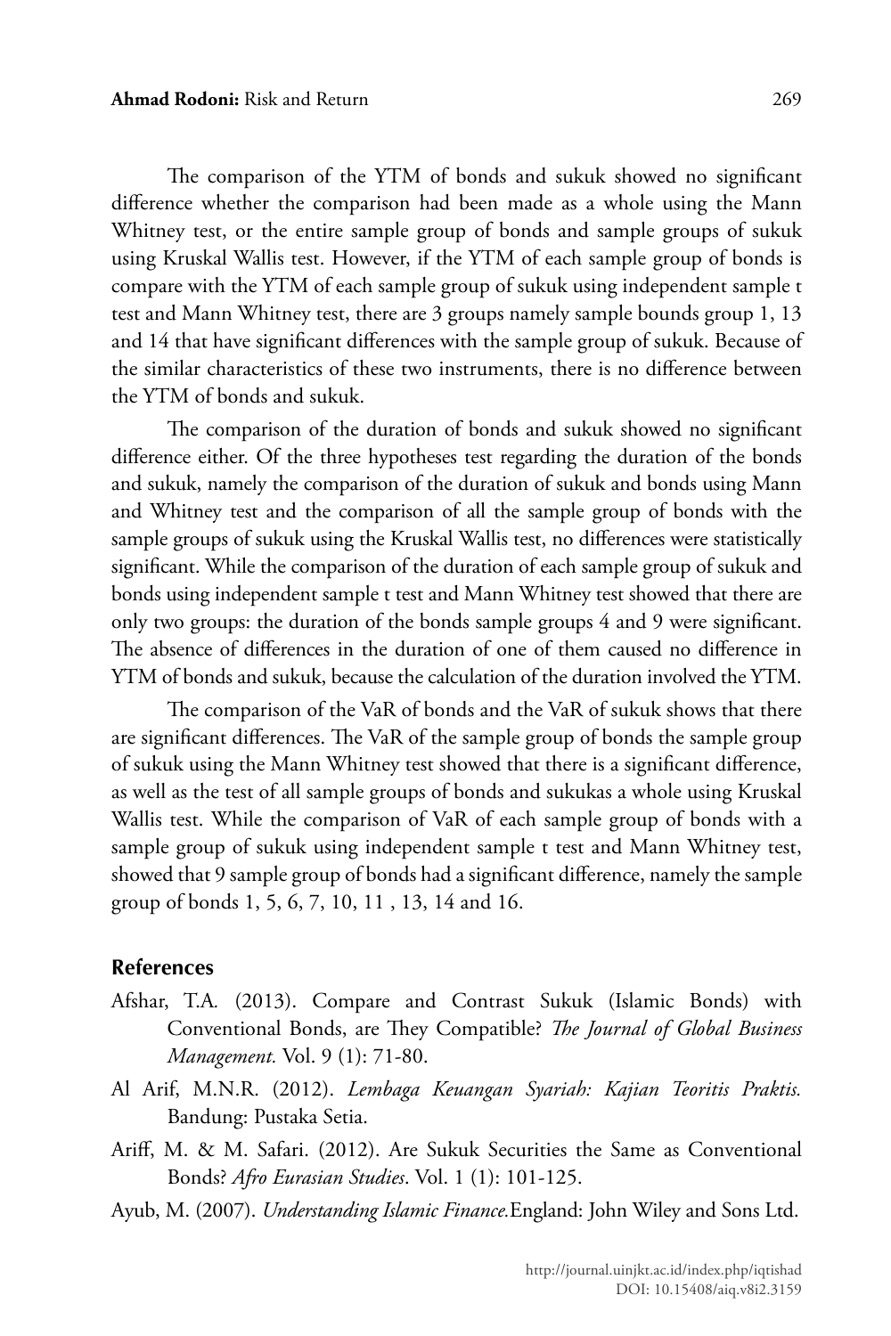The comparison of the YTM of bonds and sukuk showed no significant difference whether the comparison had been made as a whole using the Mann Whitney test, or the entire sample group of bonds and sample groups of sukuk using Kruskal Wallis test. However, if the YTM of each sample group of bonds is compare with the YTM of each sample group of sukuk using independent sample t test and Mann Whitney test, there are 3 groups namely sample bounds group 1, 13 and 14 that have significant differences with the sample group of sukuk. Because of the similar characteristics of these two instruments, there is no difference between the YTM of bonds and sukuk.

The comparison of the duration of bonds and sukuk showed no significant difference either. Of the three hypotheses test regarding the duration of the bonds and sukuk, namely the comparison of the duration of sukuk and bonds using Mann and Whitney test and the comparison of all the sample group of bonds with the sample groups of sukuk using the Kruskal Wallis test, no differences were statistically significant. While the comparison of the duration of each sample group of sukuk and bonds using independent sample t test and Mann Whitney test showed that there are only two groups: the duration of the bonds sample groups 4 and 9 were significant. The absence of differences in the duration of one of them caused no difference in YTM of bonds and sukuk, because the calculation of the duration involved the YTM.

The comparison of the VaR of bonds and the VaR of sukuk shows that there are significant differences. The VaR of the sample group of bonds the sample group of sukuk using the Mann Whitney test showed that there is a significant difference, as well as the test of all sample groups of bonds and sukukas a whole using Kruskal Wallis test. While the comparison of VaR of each sample group of bonds with a sample group of sukuk using independent sample t test and Mann Whitney test, showed that 9 sample group of bonds had a significant difference, namely the sample group of bonds 1, 5, 6, 7, 10, 11 , 13, 14 and 16.

## References

Afshar, T.A. (2013). Compare and Contrast Sukuk (Islamic Bonds) with Conventional Bonds, are They Compatible? *The Journal of Global Business Management.* Vol. 9 (1): 71-80.

Al Arif, M.N.R. (2012). *Lembaga Keuangan Syariah: Kajian Teoritis Praktis.* Bandung: Pustaka Setia.

Ariff, M. & M. Safari. (2012). Are Sukuk Securities the Same as Conventional Bonds? *Afro Eurasian Studies*. Vol. 1 (1): 101-125.

Ayub, M. (2007). *Understanding Islamic Finance.*England: John Wiley and Sons Ltd.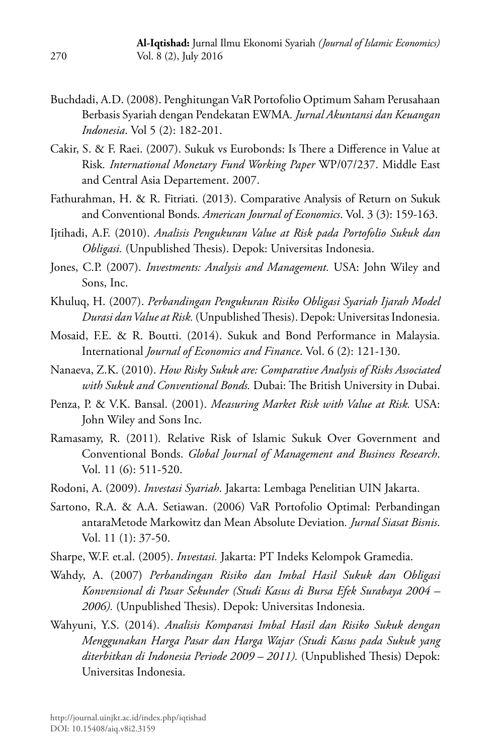Buchdadi, A.D. (2008). Penghitungan VaR Portofolio Optimum Saham Perusahaan Berbasis Syariah dengan Pendekatan EWMA. *Jurnal Akuntansi dan Keuangan Indonesia*. Vol 5 (2): 182-201.

Cakir, S. & F. Raei. (2007). Sukuk vs Eurobonds: Is There a Difference in Value at Risk. *International Monetary Fund Working Paper* WP/07/237. Middle East and Central Asia Departement. 2007.

Fathurahman, H. & R. Fitriati. (2013). Comparative Analysis of Return on Sukuk and Conventional Bonds. *American Journal of Economics*. Vol. 3 (3): 159-163.

Ijtihadi, A.F. (2010). *Analisis Pengukuran Value at Risk pada Portofolio Sukuk dan Obligasi.* (Unpublished Thesis). Depok: Universitas Indonesia.

Jones, C.P. (2007). *Investments: Analysis and Management.* USA: John Wiley and Sons, Inc.

Khuluq, H. (2007). *Perbandingan Pengukuran Risiko Obligasi Syariah Ijarah Model Durasi dan Value at Risk.* (Unpublished Thesis). Depok: Universitas Indonesia.

Mosaid, F.E. & R. Boutti. (2014). Sukuk and Bond Performance in Malaysia. International *Journal of Economics and Finance*. Vol. 6 (2): 121-130.

Nanaeva, Z.K. (2010). *How Risky Sukuk are: Comparative Analysis of Risks Associated with Sukuk and Conventional Bonds.* Dubai: The British University in Dubai.

Penza, P. & V.K. Bansal. (2001). *Measuring Market Risk with Value at Risk.* USA: John Wiley and Sons Inc.

Ramasamy, R. (2011). Relative Risk of Islamic Sukuk Over Government and Conventional Bonds. *Global Journal of Management and Business Research*. Vol. 11 (6): 511-520.

Rodoni, A. (2009). *Investasi Syariah*. Jakarta: Lembaga Penelitian UIN Jakarta.

Sartono, R.A. & A.A. Setiawan. (2006) VaR Portofolio Optimal: Perbandingan antaraMetode Markowitz dan Mean Absolute Deviation. *Jurnal Siasat Bisnis*. Vol. 11 (1): 37-50.

Sharpe, W.F. et.al. (2005). *Investasi.* Jakarta: PT Indeks Kelompok Gramedia.

Wahdy, A. (2007) *Perbandingan Risiko dan Imbal Hasil Sukuk dan Obligasi Konvensional di Pasar Sekunder (Studi Kasus di Bursa Efek Surabaya 2004 – 2006).* (Unpublished Thesis). Depok: Universitas Indonesia.

Wahyuni, Y.S. (2014). *Analisis Komparasi Imbal Hasil dan Risiko Sukuk dengan Menggunakan Harga Pasar dan Harga Wajar (Studi Kasus pada Sukuk yang diterbitkan di Indonesia Periode 2009 – 2011).* (Unpublished Thesis) Depok: Universitas Indonesia.